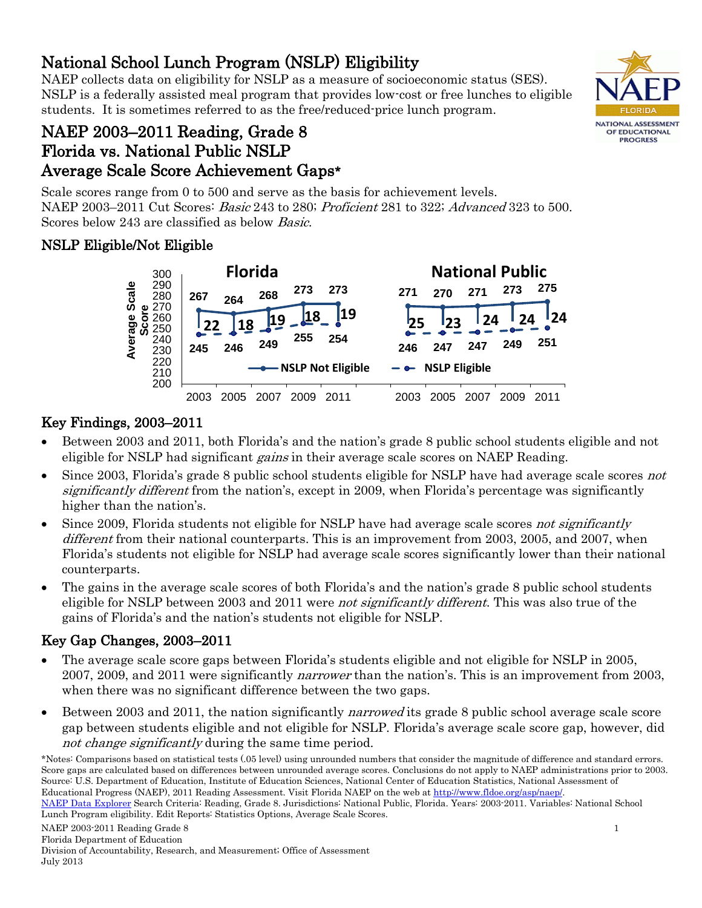# National School Lunch Program (NSLP) Eligibility

NAEP collects data on eligibility for NSLP as a measure of socioeconomic status (SES). NSLP is a federally assisted meal program that provides low-cost or free lunches to eligible students. It is sometimes referred to as the free/reduced-price lunch program.

## NAEP 2003–2011 Reading, Grade 8
## Florida vs. National Public NSLP
## Average Scale Score Achievement Gaps*

Scale scores range from 0 to 500 and serve as the basis for achievement levels.
NAEP 2003–2011 Cut Scores: *Basic* 243 to 280; *Proficient* 281 to 322; *Advanced* 323 to 500.
Scores below 243 are classified as below *Basic*.

### NSLP Eligible/Not Eligible

| Year | Florida NSLP Not Eligible | Florida NSLP Eligible | Florida Gap | National Public NSLP Not Eligible | National Public NSLP Eligible | National Public Gap |
|---|---|---|---|---|---|---|
| 2003 | 267 | 245 | 22 | 271 | 246 | 25 |
| 2005 | 264 | 246 | 18 | 270 | 247 | 23 |
| 2007 | 268 | 249 | 19 | 271 | 247 | 24 |
| 2009 | 273 | 255 | 18 | 273 | 249 | 24 |
| 2011 | 273 | 254 | 19 | 275 | 251 | 24 |

## Key Findings, 2003–2011

- Between 2003 and 2011, both Florida's and the nation's grade 8 public school students eligible and not eligible for NSLP had significant *gains* in their average scale scores on NAEP Reading.
- Since 2003, Florida's grade 8 public school students eligible for NSLP have had average scale scores *not significantly different* from the nation's, except in 2009, when Florida's percentage was significantly higher than the nation's.
- Since 2009, Florida students not eligible for NSLP have had average scale scores *not significantly different* from their national counterparts. This is an improvement from 2003, 2005, and 2007, when Florida's students not eligible for NSLP had average scale scores significantly lower than their national counterparts.
- The gains in the average scale scores of both Florida's and the nation's grade 8 public school students eligible for NSLP between 2003 and 2011 were *not significantly different*. This was also true of the gains of Florida's and the nation's students not eligible for NSLP.

## Key Gap Changes, 2003–2011

- The average scale score gaps between Florida's students eligible and not eligible for NSLP in 2005, 2007, 2009, and 2011 were significantly *narrower* than the nation's. This is an improvement from 2003, when there was no significant difference between the two gaps.
- Between 2003 and 2011, the nation significantly *narrowed* its grade 8 public school average scale score gap between students eligible and not eligible for NSLP. Florida's average scale score gap, however, did *not change significantly* during the same time period.

*Notes: Comparisons based on statistical tests (.05 level) using unrounded numbers that consider the magnitude of difference and standard errors. Score gaps are calculated based on differences between unrounded average scores. Conclusions do not apply to NAEP administrations prior to 2003.
Source: U.S. Department of Education, Institute of Education Sciences, National Center of Education Statistics, National Assessment of Educational Progress (NAEP), 2011 Reading Assessment. Visit Florida NAEP on the web at http://www.fldoe.org/asp/naep/.
NAEP Data Explorer Search Criteria: Reading, Grade 8. Jurisdictions: National Public, Florida. Years: 2003-2011. Variables: National School Lunch Program eligibility. Edit Reports: Statistics Options, Average Scale Scores.

NAEP 2003-2011 Reading Grade 8
Florida Department of Education
Division of Accountability, Research, and Measurement; Office of Assessment
July 2013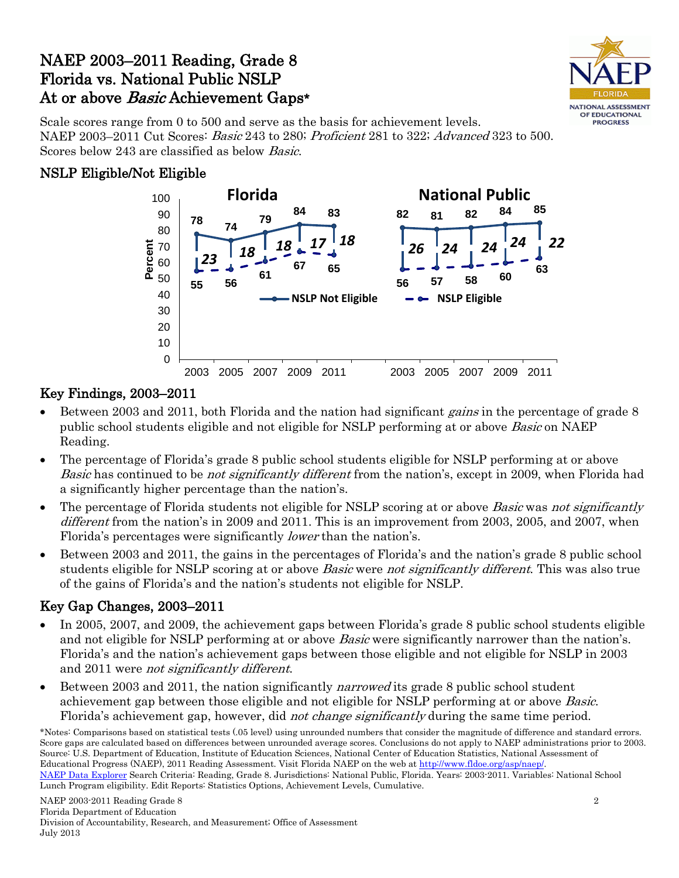# NAEP 2003–2011 Reading, Grade 8
# Florida vs. National Public NSLP
# At or above *Basic* Achievement Gaps*

Scale scores range from 0 to 500 and serve as the basis for achievement levels.
NAEP 2003–2011 Cut Scores: *Basic* 243 to 280; *Proficient* 281 to 322; *Advanced* 323 to 500.
Scores below 243 are classified as below *Basic*.

## NSLP Eligible/Not Eligible

| | Florida 2003 | Florida 2005 | Florida 2007 | Florida 2009 | Florida 2011 | National Public 2003 | National Public 2005 | National Public 2007 | National Public 2009 | National Public 2011 |
|---|---|---|---|---|---|---|---|---|---|---|
| NSLP Not Eligible (Percent) | 78 | 74 | 79 | 84 | 83 | 82 | 81 | 82 | 84 | 85 |
| NSLP Eligible (Percent) | 55 | 56 | 61 | 67 | 65 | 56 | 57 | 58 | 60 | 63 |
| Gap | 23 | 18 | 18 | 17 | 18 | 26 | 24 | 24 | 24 | 22 |

## Key Findings, 2003–2011

- Between 2003 and 2011, both Florida and the nation had significant *gains* in the percentage of grade 8 public school students eligible and not eligible for NSLP performing at or above *Basic* on NAEP Reading.
- The percentage of Florida's grade 8 public school students eligible for NSLP performing at or above *Basic* has continued to be *not significantly different* from the nation's, except in 2009, when Florida had a significantly higher percentage than the nation's.
- The percentage of Florida students not eligible for NSLP scoring at or above *Basic* was *not significantly different* from the nation's in 2009 and 2011. This is an improvement from 2003, 2005, and 2007, when Florida's percentages were significantly *lower* than the nation's.
- Between 2003 and 2011, the gains in the percentages of Florida's and the nation's grade 8 public school students eligible for NSLP scoring at or above *Basic* were *not significantly different*. This was also true of the gains of Florida's and the nation's students not eligible for NSLP.

## Key Gap Changes, 2003–2011

- In 2005, 2007, and 2009, the achievement gaps between Florida's grade 8 public school students eligible and not eligible for NSLP performing at or above *Basic* were significantly narrower than the nation's. Florida's and the nation's achievement gaps between those eligible and not eligible for NSLP in 2003 and 2011 were *not significantly different*.
- Between 2003 and 2011, the nation significantly *narrowed* its grade 8 public school student achievement gap between those eligible and not eligible for NSLP performing at or above *Basic*. Florida's achievement gap, however, did *not change significantly* during the same time period.

*Notes: Comparisons based on statistical tests (.05 level) using unrounded numbers that consider the magnitude of difference and standard errors. Score gaps are calculated based on differences between unrounded average scores. Conclusions do not apply to NAEP administrations prior to 2003.
Source: U.S. Department of Education, Institute of Education Sciences, National Center of Education Statistics, National Assessment of Educational Progress (NAEP), 2011 Reading Assessment. Visit Florida NAEP on the web at http://www.fldoe.org/asp/naep/.
NAEP Data Explorer Search Criteria: Reading, Grade 8. Jurisdictions: National Public, Florida. Years: 2003-2011. Variables: National School Lunch Program eligibility. Edit Reports: Statistics Options, Achievement Levels, Cumulative.

NAEP 2003-2011 Reading Grade 8
Florida Department of Education
Division of Accountability, Research, and Measurement; Office of Assessment
July 2013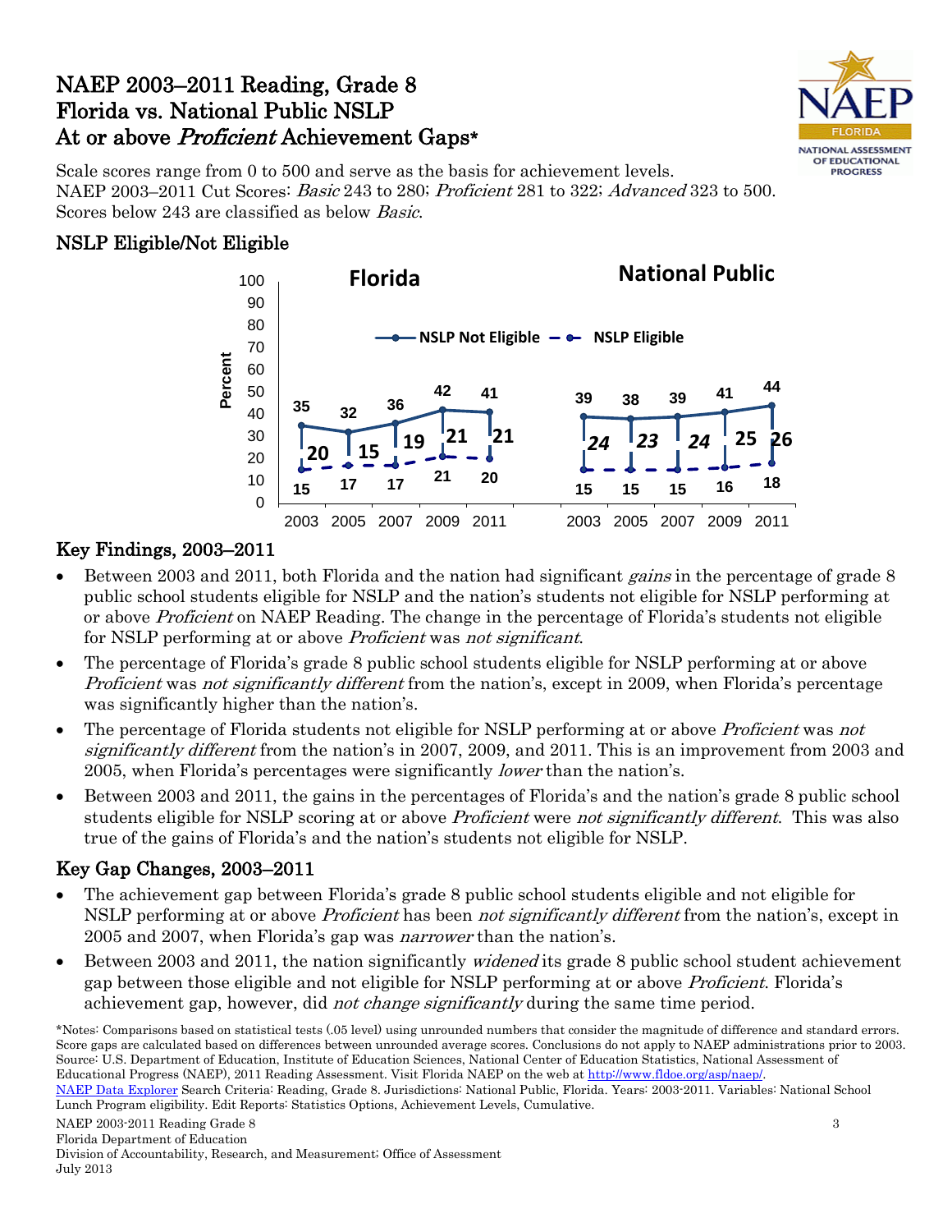# NAEP 2003–2011 Reading, Grade 8
# Florida vs. National Public NSLP
# At or above *Proficient* Achievement Gaps*

NAEP FLORIDA NATIONAL ASSESSMENT OF EDUCATIONAL PROGRESS

Scale scores range from 0 to 500 and serve as the basis for achievement levels.
NAEP 2003–2011 Cut Scores: *Basic* 243 to 280; *Proficient* 281 to 322; *Advanced* 323 to 500.
Scores below 243 are classified as below *Basic*.

## NSLP Eligible/Not Eligible

Florida

National Public

NSLP Not Eligible
NSLP Eligible

Percent

100
90
80
70
60
50
40
30
20
10
0

Florida: 2003 2005 2007 2009 2011
NSLP Not Eligible: 35 32 36 42 41
Gap: 20 15 19 21 21
NSLP Eligible: 15 17 17 21 20

National Public: 2003 2005 2007 2009 2011
NSLP Not Eligible: 39 38 39 41 44
Gap: 24 23 24 25 26
NSLP Eligible: 15 15 15 16 18

## Key Findings, 2003–2011

- Between 2003 and 2011, both Florida and the nation had significant *gains* in the percentage of grade 8 public school students eligible for NSLP and the nation's students not eligible for NSLP performing at or above *Proficient* on NAEP Reading. The change in the percentage of Florida's students not eligible for NSLP performing at or above *Proficient* was *not significant*.
- The percentage of Florida's grade 8 public school students eligible for NSLP performing at or above *Proficient* was *not significantly different* from the nation's, except in 2009, when Florida's percentage was significantly higher than the nation's.
- The percentage of Florida students not eligible for NSLP performing at or above *Proficient* was *not significantly different* from the nation's in 2007, 2009, and 2011. This is an improvement from 2003 and 2005, when Florida's percentages were significantly *lower* than the nation's.
- Between 2003 and 2011, the gains in the percentages of Florida's and the nation's grade 8 public school students eligible for NSLP scoring at or above *Proficient* were *not significantly different*. This was also true of the gains of Florida's and the nation's students not eligible for NSLP.

## Key Gap Changes, 2003–2011

- The achievement gap between Florida's grade 8 public school students eligible and not eligible for NSLP performing at or above *Proficient* has been *not significantly different* from the nation's, except in 2005 and 2007, when Florida's gap was *narrower* than the nation's.
- Between 2003 and 2011, the nation significantly *widened* its grade 8 public school student achievement gap between those eligible and not eligible for NSLP performing at or above *Proficient*. Florida's achievement gap, however, did *not change significantly* during the same time period.

*Notes: Comparisons based on statistical tests (.05 level) using unrounded numbers that consider the magnitude of difference and standard errors. Score gaps are calculated based on differences between unrounded average scores. Conclusions do not apply to NAEP administrations prior to 2003. Source: U.S. Department of Education, Institute of Education Sciences, National Center of Education Statistics, National Assessment of Educational Progress (NAEP), 2011 Reading Assessment. Visit Florida NAEP on the web at http://www.fldoe.org/asp/naep/.
NAEP Data Explorer Search Criteria: Reading, Grade 8. Jurisdictions: National Public, Florida. Years: 2003-2011. Variables: National School Lunch Program eligibility. Edit Reports: Statistics Options, Achievement Levels, Cumulative.

NAEP 2003-2011 Reading Grade 8
Florida Department of Education
Division of Accountability, Research, and Measurement; Office of Assessment
July 2013